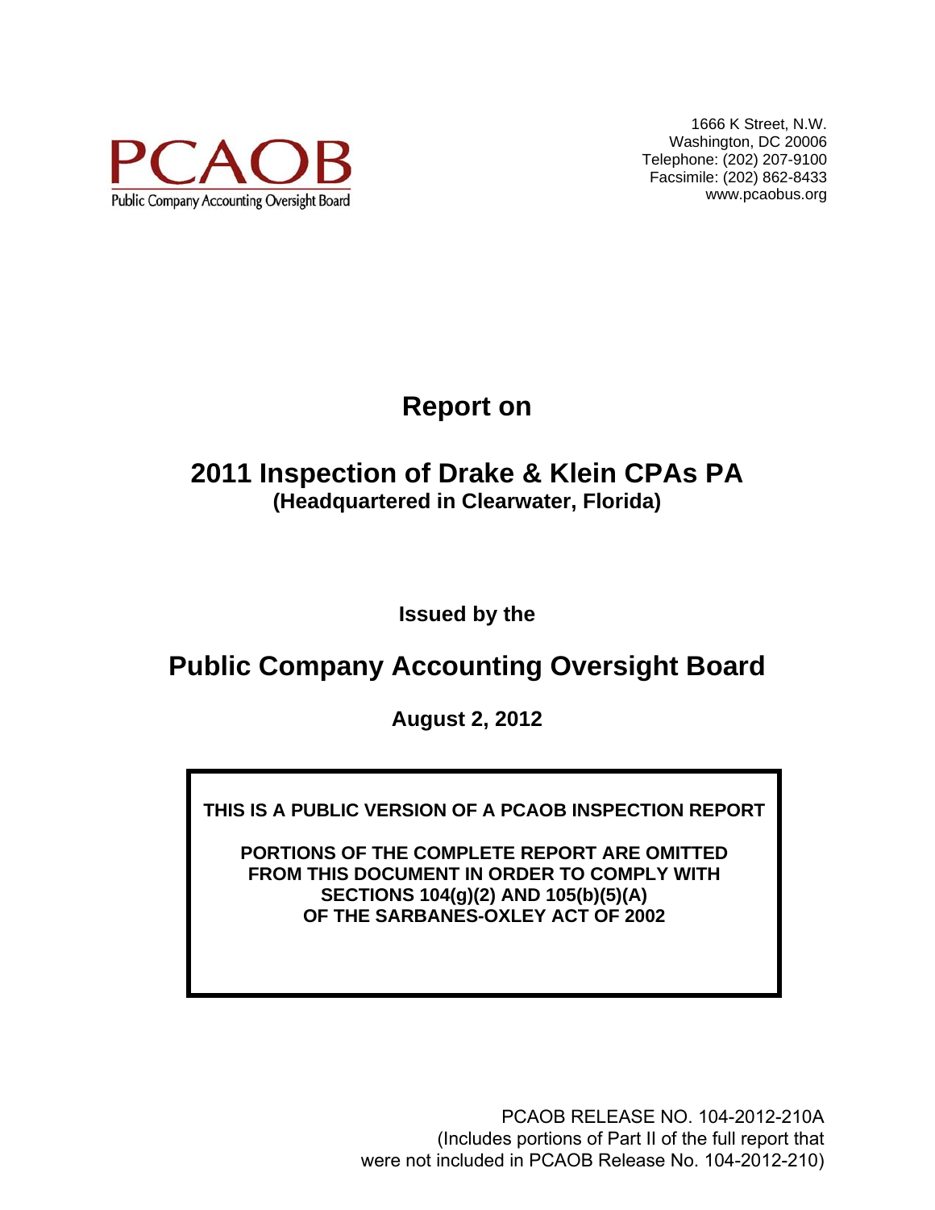PCAOB

Public Company Accounting Oversight Board

1666 K Street, N.W.
Washington, DC 20006
Telephone: (202) 207-9100
Facsimile: (202) 862-8433
www.pcaobus.org

# Report on

# 2011 Inspection of Drake & Klein CPAs PA

**(Headquartered in Clearwater, Florida)**

**Issued by the**

## Public Company Accounting Oversight Board

**August 2, 2012**

**THIS IS A PUBLIC VERSION OF A PCAOB INSPECTION REPORT**

**PORTIONS OF THE COMPLETE REPORT ARE OMITTED FROM THIS DOCUMENT IN ORDER TO COMPLY WITH SECTIONS 104(g)(2) AND 105(b)(5)(A) OF THE SARBANES-OXLEY ACT OF 2002**

PCAOB RELEASE NO. 104-2012-210A
(Includes portions of Part II of the full report that were not included in PCAOB Release No. 104-2012-210)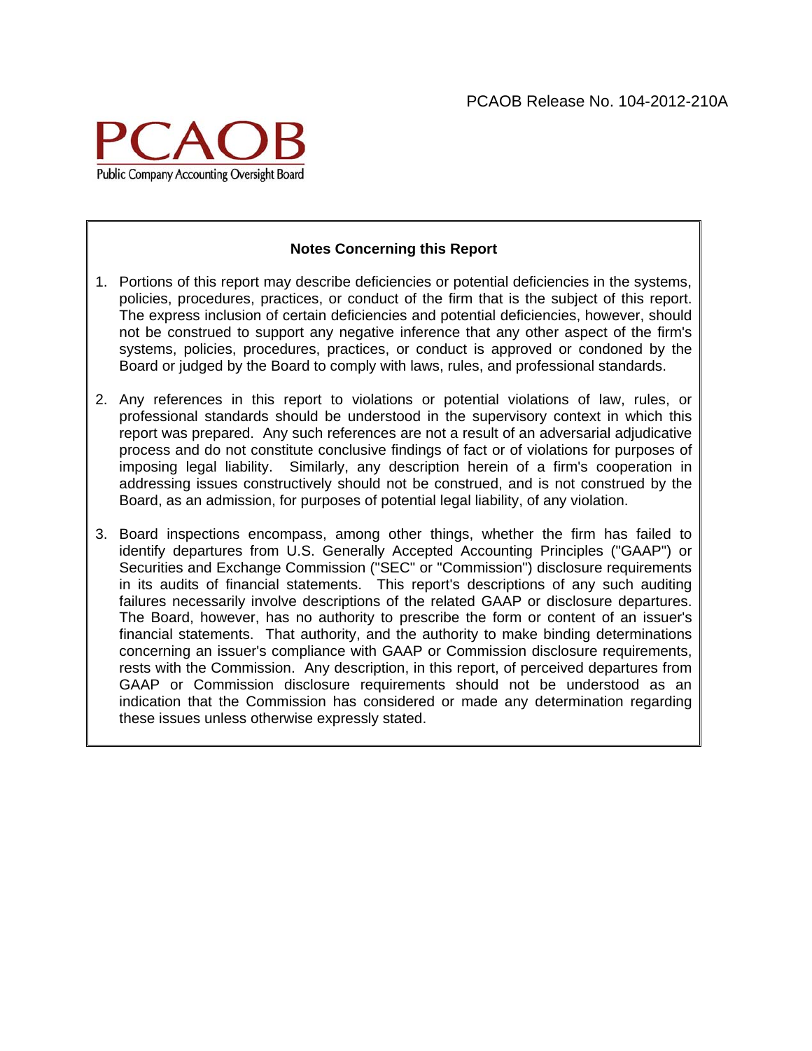PCAOB Release No. 104-2012-210A

PCAOB

Public Company Accounting Oversight Board

**Notes Concerning this Report**

1. Portions of this report may describe deficiencies or potential deficiencies in the systems, policies, procedures, practices, or conduct of the firm that is the subject of this report. The express inclusion of certain deficiencies and potential deficiencies, however, should not be construed to support any negative inference that any other aspect of the firm's systems, policies, procedures, practices, or conduct is approved or condoned by the Board or judged by the Board to comply with laws, rules, and professional standards.

2. Any references in this report to violations or potential violations of law, rules, or professional standards should be understood in the supervisory context in which this report was prepared. Any such references are not a result of an adversarial adjudicative process and do not constitute conclusive findings of fact or of violations for purposes of imposing legal liability. Similarly, any description herein of a firm's cooperation in addressing issues constructively should not be construed, and is not construed by the Board, as an admission, for purposes of potential legal liability, of any violation.

3. Board inspections encompass, among other things, whether the firm has failed to identify departures from U.S. Generally Accepted Accounting Principles ("GAAP") or Securities and Exchange Commission ("SEC" or "Commission") disclosure requirements in its audits of financial statements. This report's descriptions of any such auditing failures necessarily involve descriptions of the related GAAP or disclosure departures. The Board, however, has no authority to prescribe the form or content of an issuer's financial statements. That authority, and the authority to make binding determinations concerning an issuer's compliance with GAAP or Commission disclosure requirements, rests with the Commission. Any description, in this report, of perceived departures from GAAP or Commission disclosure requirements should not be understood as an indication that the Commission has considered or made any determination regarding these issues unless otherwise expressly stated.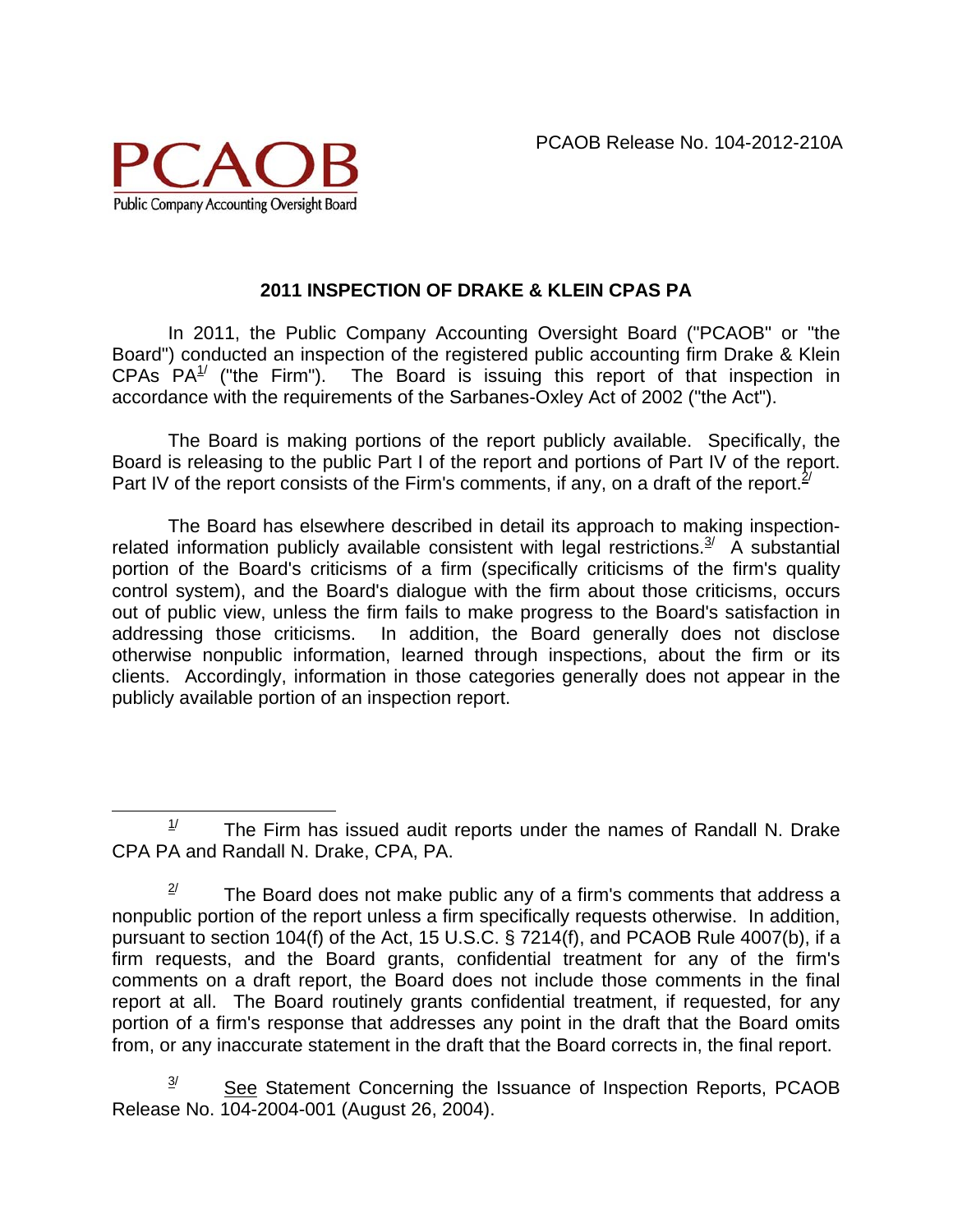PCAOB Release No. 104-2012-210A

PCAOB
Public Company Accounting Oversight Board

## 2011 INSPECTION OF DRAKE & KLEIN CPAS PA

In 2011, the Public Company Accounting Oversight Board ("PCAOB" or "the Board") conducted an inspection of the registered public accounting firm Drake & Klein CPAs PA[1/] ("the Firm"). The Board is issuing this report of that inspection in accordance with the requirements of the Sarbanes-Oxley Act of 2002 ("the Act").

The Board is making portions of the report publicly available. Specifically, the Board is releasing to the public Part I of the report and portions of Part IV of the report. Part IV of the report consists of the Firm's comments, if any, on a draft of the report.[2/]

The Board has elsewhere described in detail its approach to making inspection-related information publicly available consistent with legal restrictions.[3/] A substantial portion of the Board's criticisms of a firm (specifically criticisms of the firm's quality control system), and the Board's dialogue with the firm about those criticisms, occurs out of public view, unless the firm fails to make progress to the Board's satisfaction in addressing those criticisms. In addition, the Board generally does not disclose otherwise nonpublic information, learned through inspections, about the firm or its clients. Accordingly, information in those categories generally does not appear in the publicly available portion of an inspection report.

---

[1/] The Firm has issued audit reports under the names of Randall N. Drake CPA PA and Randall N. Drake, CPA, PA.

[2/] The Board does not make public any of a firm's comments that address a nonpublic portion of the report unless a firm specifically requests otherwise. In addition, pursuant to section 104(f) of the Act, 15 U.S.C. § 7214(f), and PCAOB Rule 4007(b), if a firm requests, and the Board grants, confidential treatment for any of the firm's comments on a draft report, the Board does not include those comments in the final report at all. The Board routinely grants confidential treatment, if requested, for any portion of a firm's response that addresses any point in the draft that the Board omits from, or any inaccurate statement in the draft that the Board corrects in, the final report.

[3/] See Statement Concerning the Issuance of Inspection Reports, PCAOB Release No. 104-2004-001 (August 26, 2004).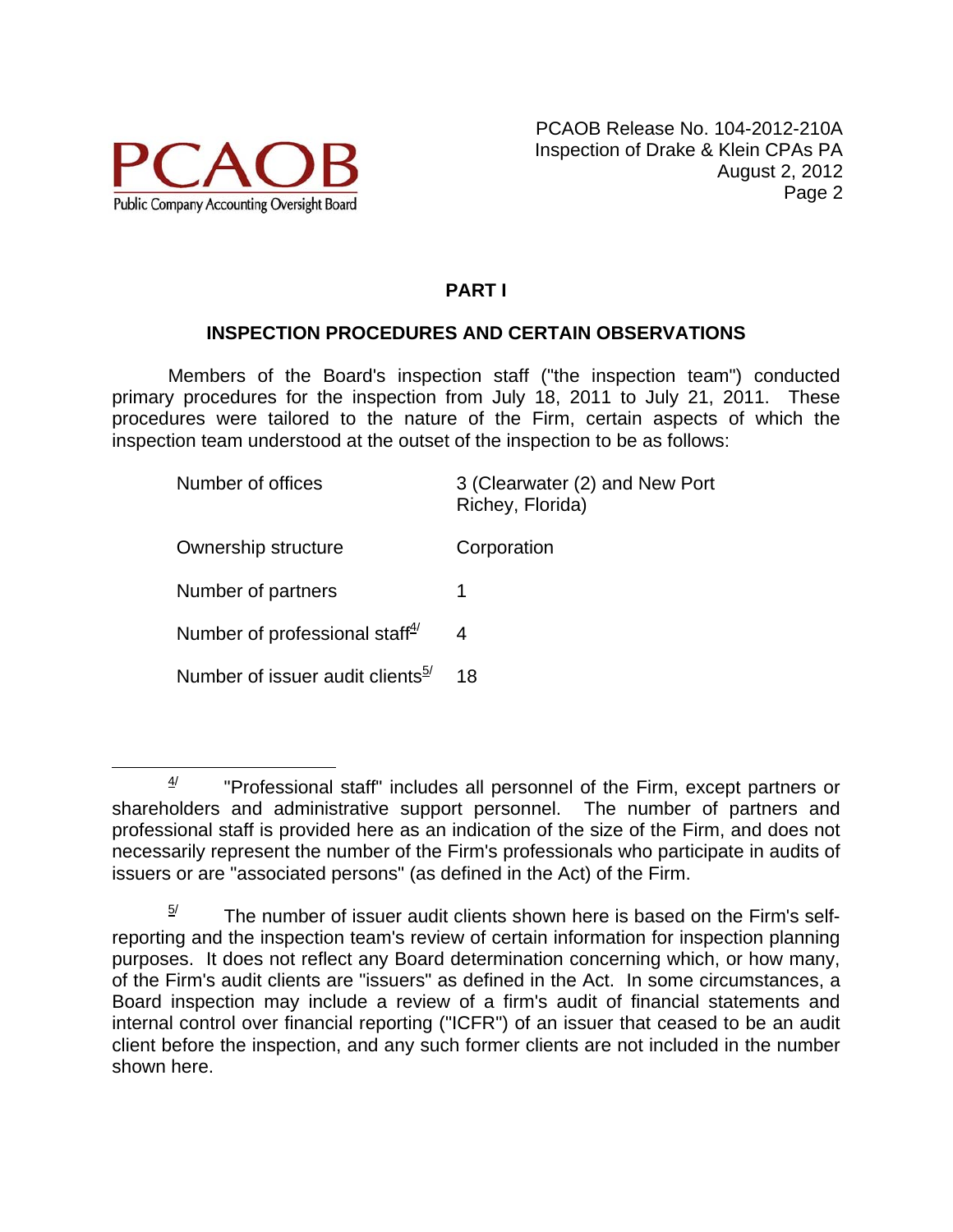## PART I

### INSPECTION PROCEDURES AND CERTAIN OBSERVATIONS

Members of the Board's inspection staff ("the inspection team") conducted primary procedures for the inspection from July 18, 2011 to July 21, 2011. These procedures were tailored to the nature of the Firm, certain aspects of which the inspection team understood at the outset of the inspection to be as follows:

| | |
|---|---|
| Number of offices | 3 (Clearwater (2) and New Port Richey, Florida) |
| Ownership structure | Corporation |
| Number of partners | 1 |
| Number of professional staff[4] | 4 |
| Number of issuer audit clients[5] | 18 |

---

[4] "Professional staff" includes all personnel of the Firm, except partners or shareholders and administrative support personnel. The number of partners and professional staff is provided here as an indication of the size of the Firm, and does not necessarily represent the number of the Firm's professionals who participate in audits of issuers or are "associated persons" (as defined in the Act) of the Firm.

[5] The number of issuer audit clients shown here is based on the Firm's self-reporting and the inspection team's review of certain information for inspection planning purposes. It does not reflect any Board determination concerning which, or how many, of the Firm's audit clients are "issuers" as defined in the Act. In some circumstances, a Board inspection may include a review of a firm's audit of financial statements and internal control over financial reporting ("ICFR") of an issuer that ceased to be an audit client before the inspection, and any such former clients are not included in the number shown here.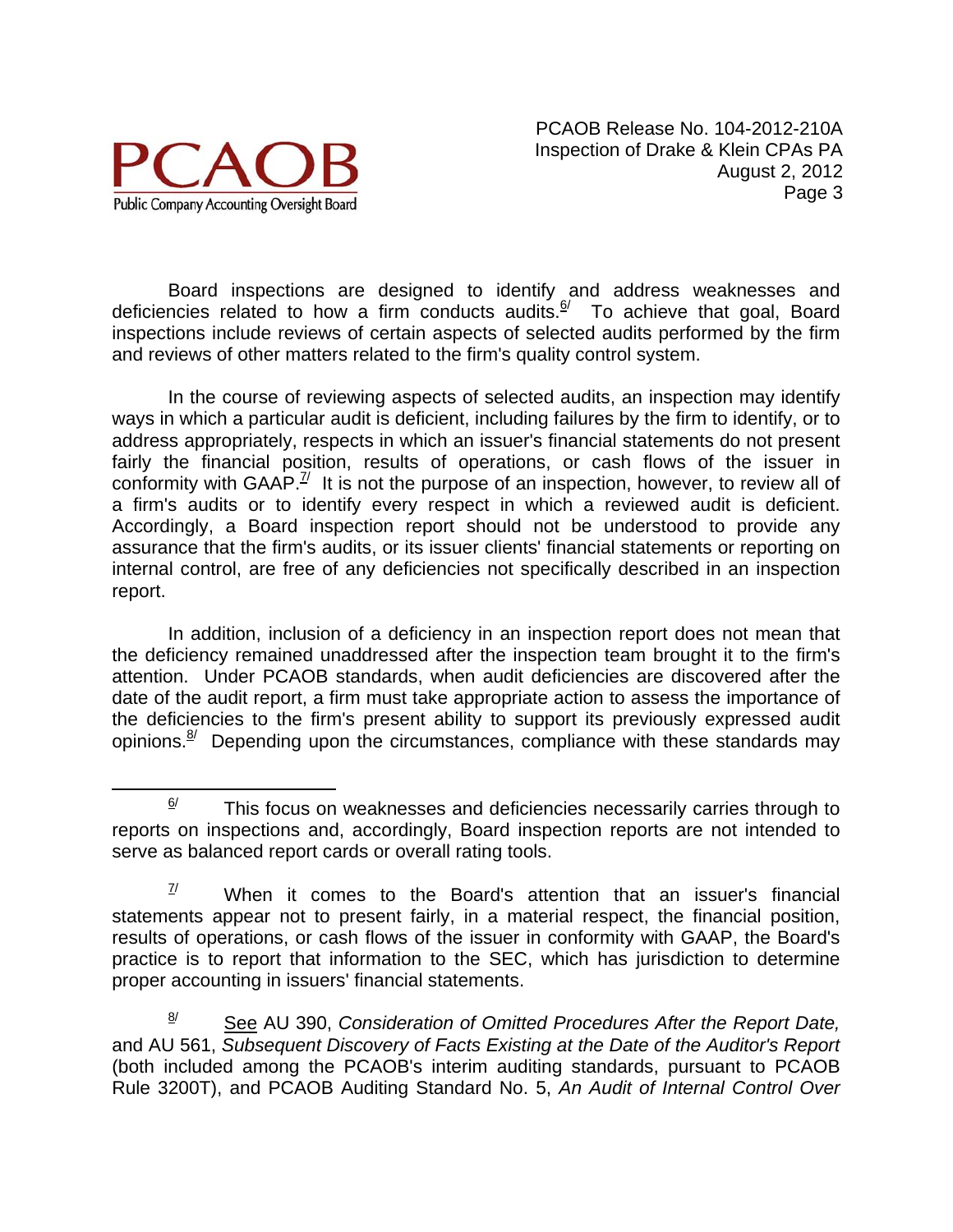Board inspections are designed to identify and address weaknesses and deficiencies related to how a firm conducts audits.[6] To achieve that goal, Board inspections include reviews of certain aspects of selected audits performed by the firm and reviews of other matters related to the firm's quality control system.

In the course of reviewing aspects of selected audits, an inspection may identify ways in which a particular audit is deficient, including failures by the firm to identify, or to address appropriately, respects in which an issuer's financial statements do not present fairly the financial position, results of operations, or cash flows of the issuer in conformity with GAAP.[7] It is not the purpose of an inspection, however, to review all of a firm's audits or to identify every respect in which a reviewed audit is deficient. Accordingly, a Board inspection report should not be understood to provide any assurance that the firm's audits, or its issuer clients' financial statements or reporting on internal control, are free of any deficiencies not specifically described in an inspection report.

In addition, inclusion of a deficiency in an inspection report does not mean that the deficiency remained unaddressed after the inspection team brought it to the firm's attention. Under PCAOB standards, when audit deficiencies are discovered after the date of the audit report, a firm must take appropriate action to assess the importance of the deficiencies to the firm's present ability to support its previously expressed audit opinions.[8] Depending upon the circumstances, compliance with these standards may

---

[6] This focus on weaknesses and deficiencies necessarily carries through to reports on inspections and, accordingly, Board inspection reports are not intended to serve as balanced report cards or overall rating tools.

[7] When it comes to the Board's attention that an issuer's financial statements appear not to present fairly, in a material respect, the financial position, results of operations, or cash flows of the issuer in conformity with GAAP, the Board's practice is to report that information to the SEC, which has jurisdiction to determine proper accounting in issuers' financial statements.

[8] See AU 390, *Consideration of Omitted Procedures After the Report Date,* and AU 561, *Subsequent Discovery of Facts Existing at the Date of the Auditor's Report* (both included among the PCAOB's interim auditing standards, pursuant to PCAOB Rule 3200T), and PCAOB Auditing Standard No. 5, *An Audit of Internal Control Over*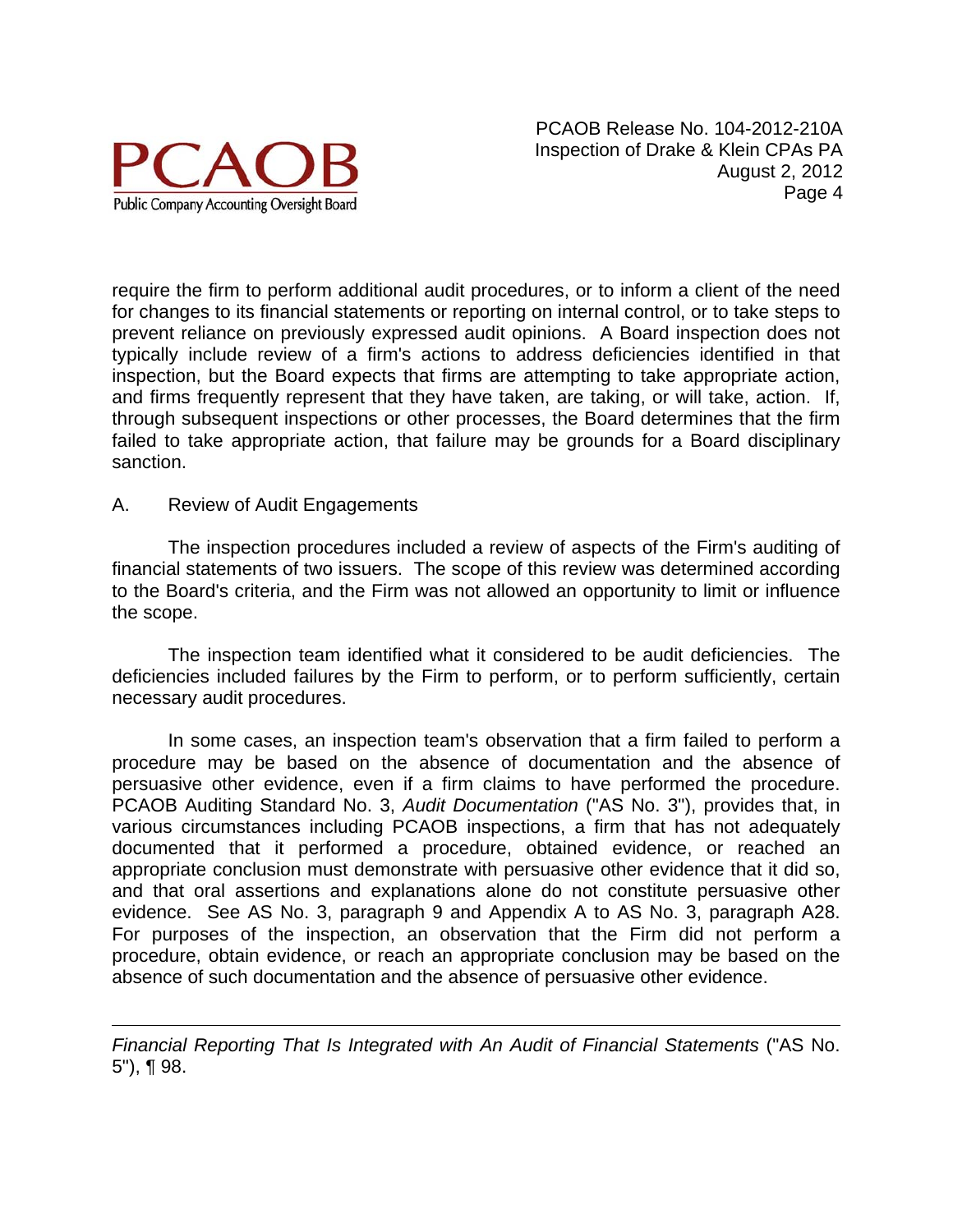require the firm to perform additional audit procedures, or to inform a client of the need for changes to its financial statements or reporting on internal control, or to take steps to prevent reliance on previously expressed audit opinions. A Board inspection does not typically include review of a firm's actions to address deficiencies identified in that inspection, but the Board expects that firms are attempting to take appropriate action, and firms frequently represent that they have taken, are taking, or will take, action. If, through subsequent inspections or other processes, the Board determines that the firm failed to take appropriate action, that failure may be grounds for a Board disciplinary sanction.

## A. Review of Audit Engagements

The inspection procedures included a review of aspects of the Firm's auditing of financial statements of two issuers. The scope of this review was determined according to the Board's criteria, and the Firm was not allowed an opportunity to limit or influence the scope.

The inspection team identified what it considered to be audit deficiencies. The deficiencies included failures by the Firm to perform, or to perform sufficiently, certain necessary audit procedures.

In some cases, an inspection team's observation that a firm failed to perform a procedure may be based on the absence of documentation and the absence of persuasive other evidence, even if a firm claims to have performed the procedure. PCAOB Auditing Standard No. 3, *Audit Documentation* ("AS No. 3"), provides that, in various circumstances including PCAOB inspections, a firm that has not adequately documented that it performed a procedure, obtained evidence, or reached an appropriate conclusion must demonstrate with persuasive other evidence that it did so, and that oral assertions and explanations alone do not constitute persuasive other evidence. See AS No. 3, paragraph 9 and Appendix A to AS No. 3, paragraph A28. For purposes of the inspection, an observation that the Firm did not perform a procedure, obtain evidence, or reach an appropriate conclusion may be based on the absence of such documentation and the absence of persuasive other evidence.

---

*Financial Reporting That Is Integrated with An Audit of Financial Statements* ("AS No. 5"), ¶ 98.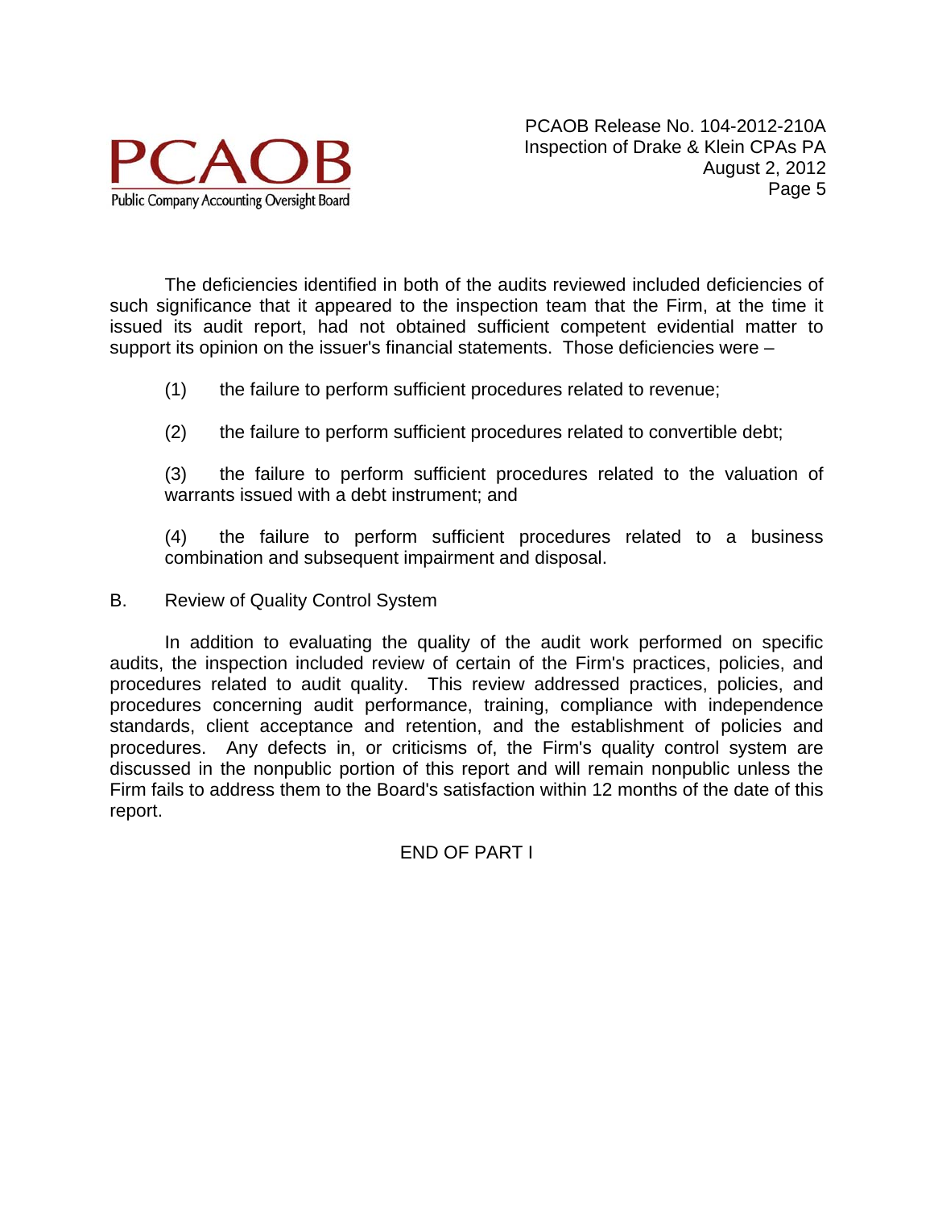The deficiencies identified in both of the audits reviewed included deficiencies of such significance that it appeared to the inspection team that the Firm, at the time it issued its audit report, had not obtained sufficient competent evidential matter to support its opinion on the issuer's financial statements. Those deficiencies were –

(1) the failure to perform sufficient procedures related to revenue;

(2) the failure to perform sufficient procedures related to convertible debt;

(3) the failure to perform sufficient procedures related to the valuation of warrants issued with a debt instrument; and

(4) the failure to perform sufficient procedures related to a business combination and subsequent impairment and disposal.

## B. Review of Quality Control System

In addition to evaluating the quality of the audit work performed on specific audits, the inspection included review of certain of the Firm's practices, policies, and procedures related to audit quality. This review addressed practices, policies, and procedures concerning audit performance, training, compliance with independence standards, client acceptance and retention, and the establishment of policies and procedures. Any defects in, or criticisms of, the Firm's quality control system are discussed in the nonpublic portion of this report and will remain nonpublic unless the Firm fails to address them to the Board's satisfaction within 12 months of the date of this report.

END OF PART I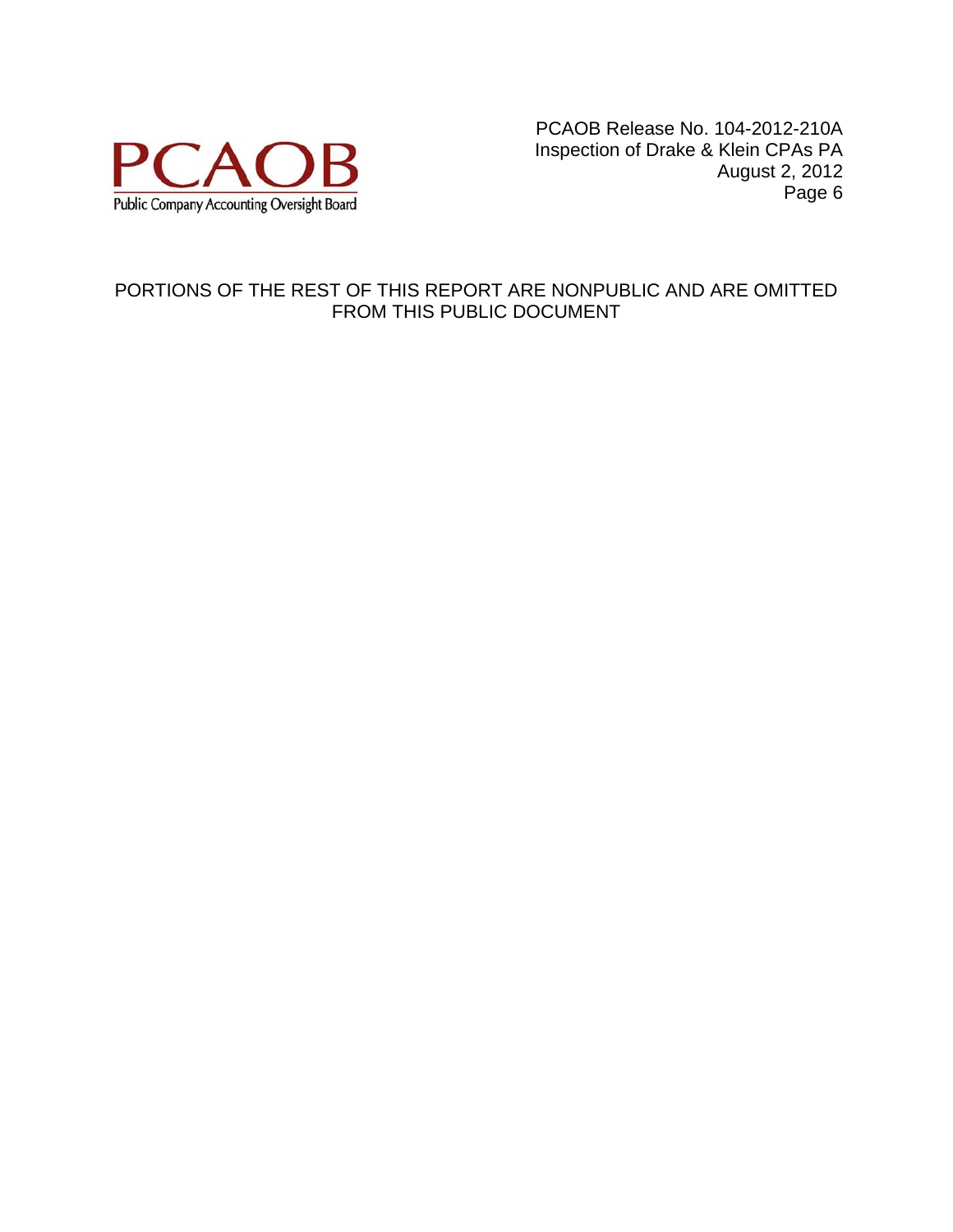PORTIONS OF THE REST OF THIS REPORT ARE NONPUBLIC AND ARE OMITTED FROM THIS PUBLIC DOCUMENT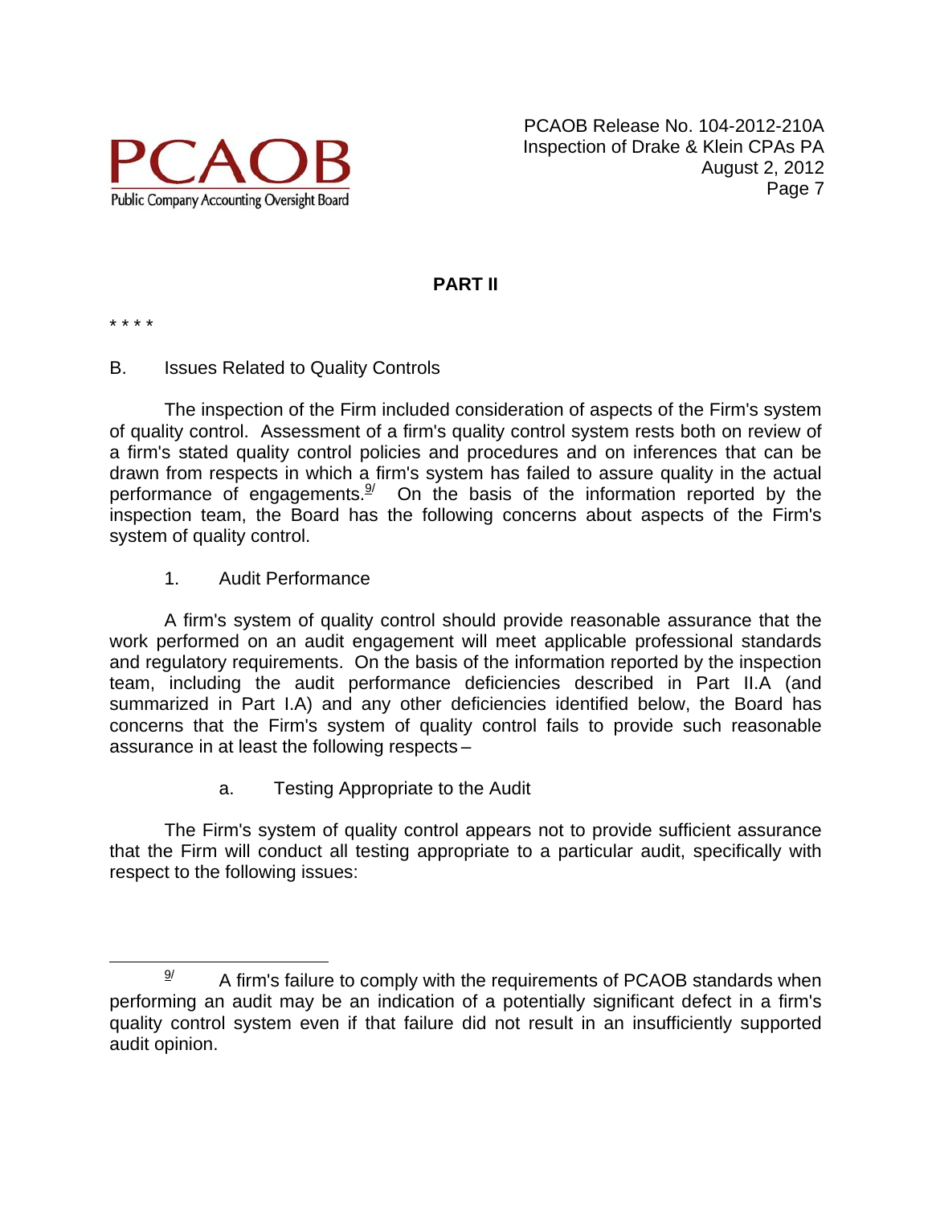## PART II

\* \* \* \*

### B. Issues Related to Quality Controls

The inspection of the Firm included consideration of aspects of the Firm's system of quality control. Assessment of a firm's quality control system rests both on review of a firm's stated quality control policies and procedures and on inferences that can be drawn from respects in which a firm's system has failed to assure quality in the actual performance of engagements.[9/] On the basis of the information reported by the inspection team, the Board has the following concerns about aspects of the Firm's system of quality control.

#### 1. Audit Performance

A firm's system of quality control should provide reasonable assurance that the work performed on an audit engagement will meet applicable professional standards and regulatory requirements. On the basis of the information reported by the inspection team, including the audit performance deficiencies described in Part II.A (and summarized in Part I.A) and any other deficiencies identified below, the Board has concerns that the Firm's system of quality control fails to provide such reasonable assurance in at least the following respects –

##### a. Testing Appropriate to the Audit

The Firm's system of quality control appears not to provide sufficient assurance that the Firm will conduct all testing appropriate to a particular audit, specifically with respect to the following issues:

---

[9/] A firm's failure to comply with the requirements of PCAOB standards when performing an audit may be an indication of a potentially significant defect in a firm's quality control system even if that failure did not result in an insufficiently supported audit opinion.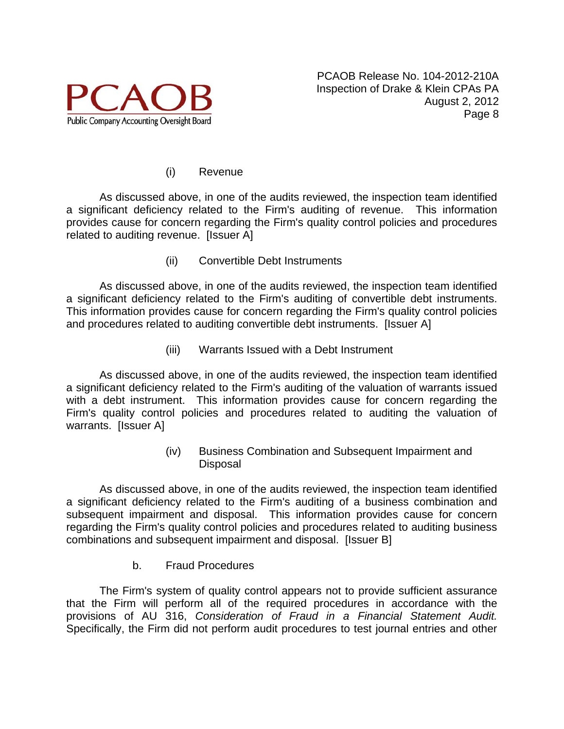(i) Revenue

As discussed above, in one of the audits reviewed, the inspection team identified a significant deficiency related to the Firm's auditing of revenue. This information provides cause for concern regarding the Firm's quality control policies and procedures related to auditing revenue. [Issuer A]

(ii) Convertible Debt Instruments

As discussed above, in one of the audits reviewed, the inspection team identified a significant deficiency related to the Firm's auditing of convertible debt instruments. This information provides cause for concern regarding the Firm's quality control policies and procedures related to auditing convertible debt instruments. [Issuer A]

(iii) Warrants Issued with a Debt Instrument

As discussed above, in one of the audits reviewed, the inspection team identified a significant deficiency related to the Firm's auditing of the valuation of warrants issued with a debt instrument. This information provides cause for concern regarding the Firm's quality control policies and procedures related to auditing the valuation of warrants. [Issuer A]

(iv) Business Combination and Subsequent Impairment and Disposal

As discussed above, in one of the audits reviewed, the inspection team identified a significant deficiency related to the Firm's auditing of a business combination and subsequent impairment and disposal. This information provides cause for concern regarding the Firm's quality control policies and procedures related to auditing business combinations and subsequent impairment and disposal. [Issuer B]

b. Fraud Procedures

The Firm's system of quality control appears not to provide sufficient assurance that the Firm will perform all of the required procedures in accordance with the provisions of AU 316, *Consideration of Fraud in a Financial Statement Audit.* Specifically, the Firm did not perform audit procedures to test journal entries and other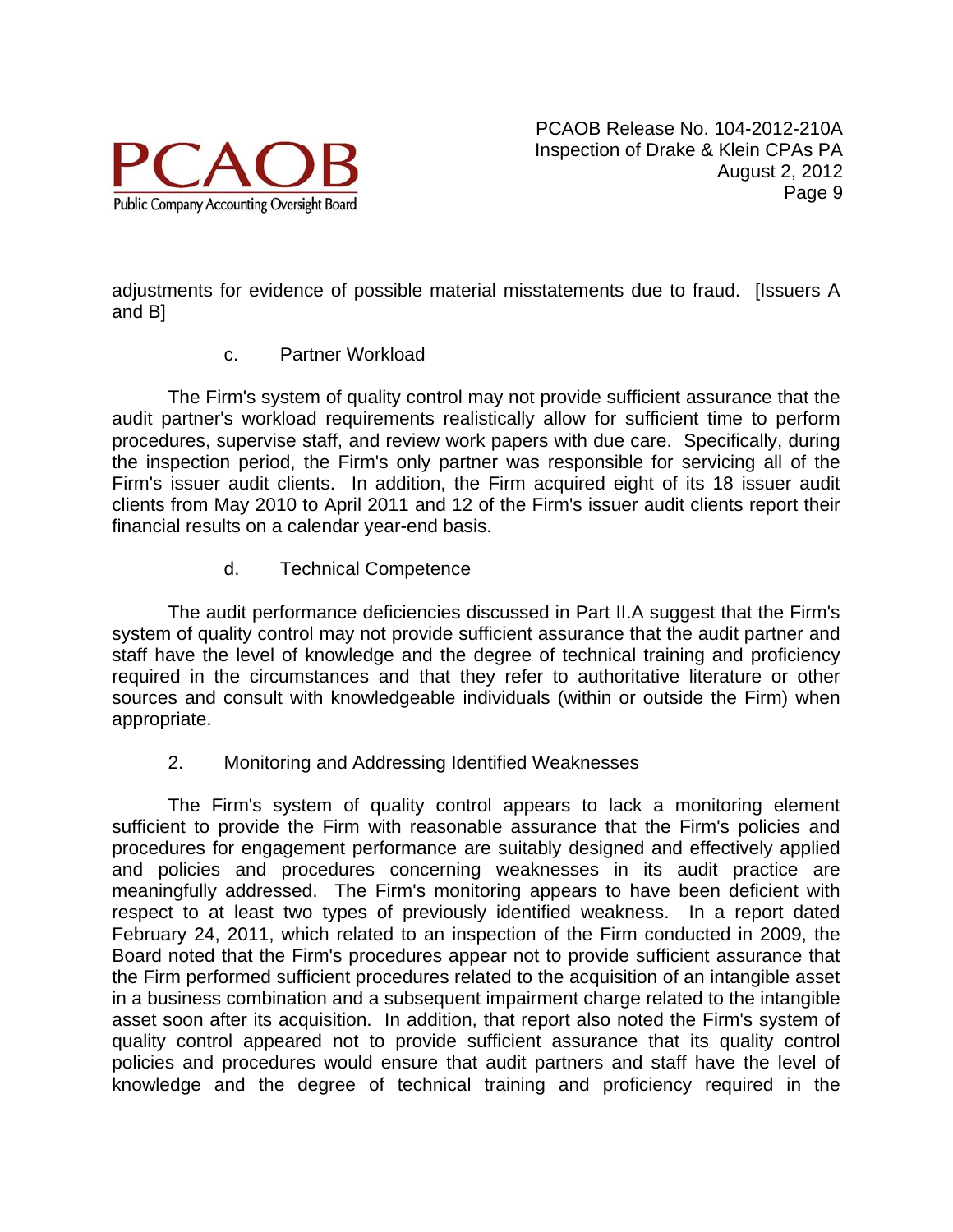adjustments for evidence of possible material misstatements due to fraud. [Issuers A and B]

c. Partner Workload

The Firm's system of quality control may not provide sufficient assurance that the audit partner's workload requirements realistically allow for sufficient time to perform procedures, supervise staff, and review work papers with due care. Specifically, during the inspection period, the Firm's only partner was responsible for servicing all of the Firm's issuer audit clients. In addition, the Firm acquired eight of its 18 issuer audit clients from May 2010 to April 2011 and 12 of the Firm's issuer audit clients report their financial results on a calendar year-end basis.

d. Technical Competence

The audit performance deficiencies discussed in Part II.A suggest that the Firm's system of quality control may not provide sufficient assurance that the audit partner and staff have the level of knowledge and the degree of technical training and proficiency required in the circumstances and that they refer to authoritative literature or other sources and consult with knowledgeable individuals (within or outside the Firm) when appropriate.

2. Monitoring and Addressing Identified Weaknesses

The Firm's system of quality control appears to lack a monitoring element sufficient to provide the Firm with reasonable assurance that the Firm's policies and procedures for engagement performance are suitably designed and effectively applied and policies and procedures concerning weaknesses in its audit practice are meaningfully addressed. The Firm's monitoring appears to have been deficient with respect to at least two types of previously identified weakness. In a report dated February 24, 2011, which related to an inspection of the Firm conducted in 2009, the Board noted that the Firm's procedures appear not to provide sufficient assurance that the Firm performed sufficient procedures related to the acquisition of an intangible asset in a business combination and a subsequent impairment charge related to the intangible asset soon after its acquisition. In addition, that report also noted the Firm's system of quality control appeared not to provide sufficient assurance that its quality control policies and procedures would ensure that audit partners and staff have the level of knowledge and the degree of technical training and proficiency required in the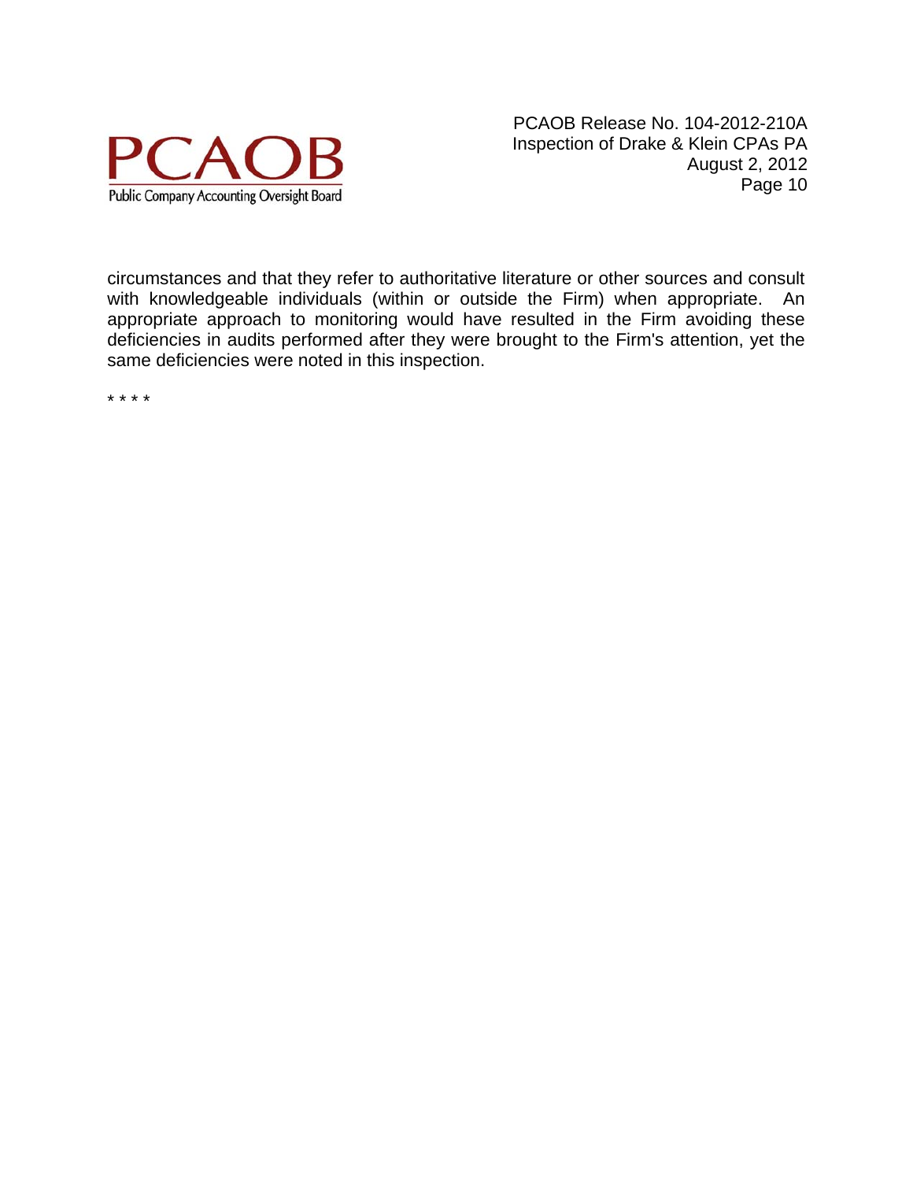circumstances and that they refer to authoritative literature or other sources and consult with knowledgeable individuals (within or outside the Firm) when appropriate. An appropriate approach to monitoring would have resulted in the Firm avoiding these deficiencies in audits performed after they were brought to the Firm's attention, yet the same deficiencies were noted in this inspection.

* * * *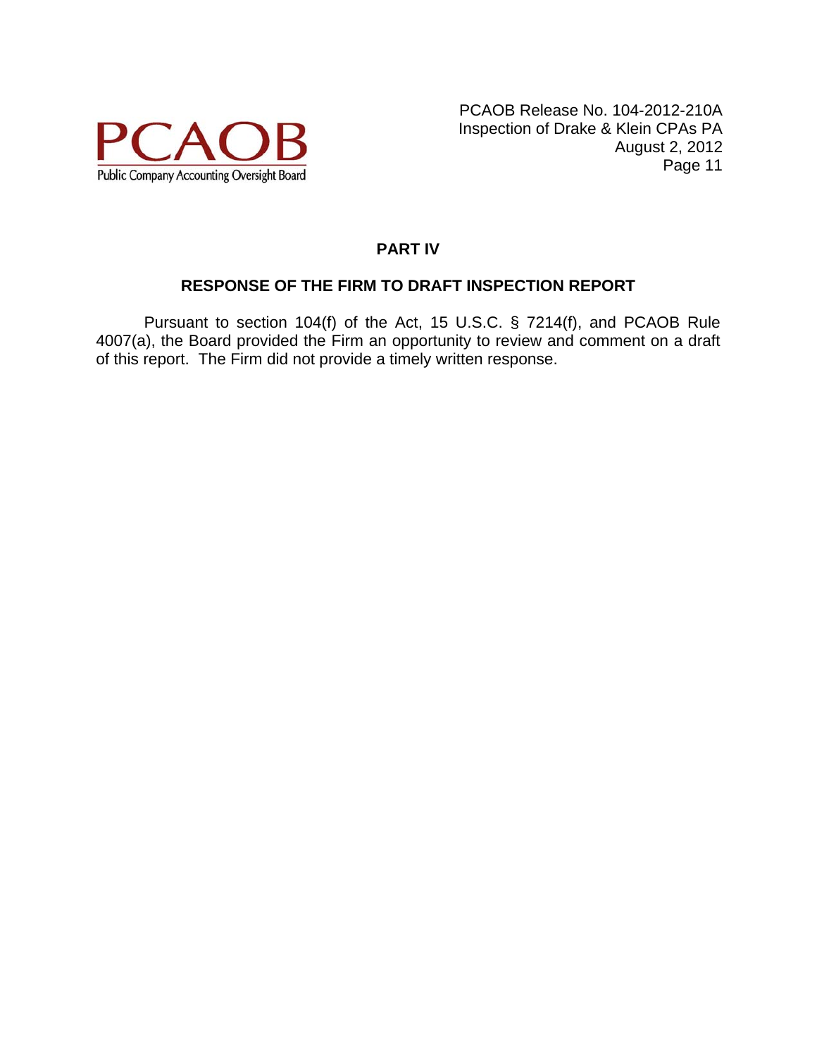## PART IV

## RESPONSE OF THE FIRM TO DRAFT INSPECTION REPORT

Pursuant to section 104(f) of the Act, 15 U.S.C. § 7214(f), and PCAOB Rule 4007(a), the Board provided the Firm an opportunity to review and comment on a draft of this report. The Firm did not provide a timely written response.